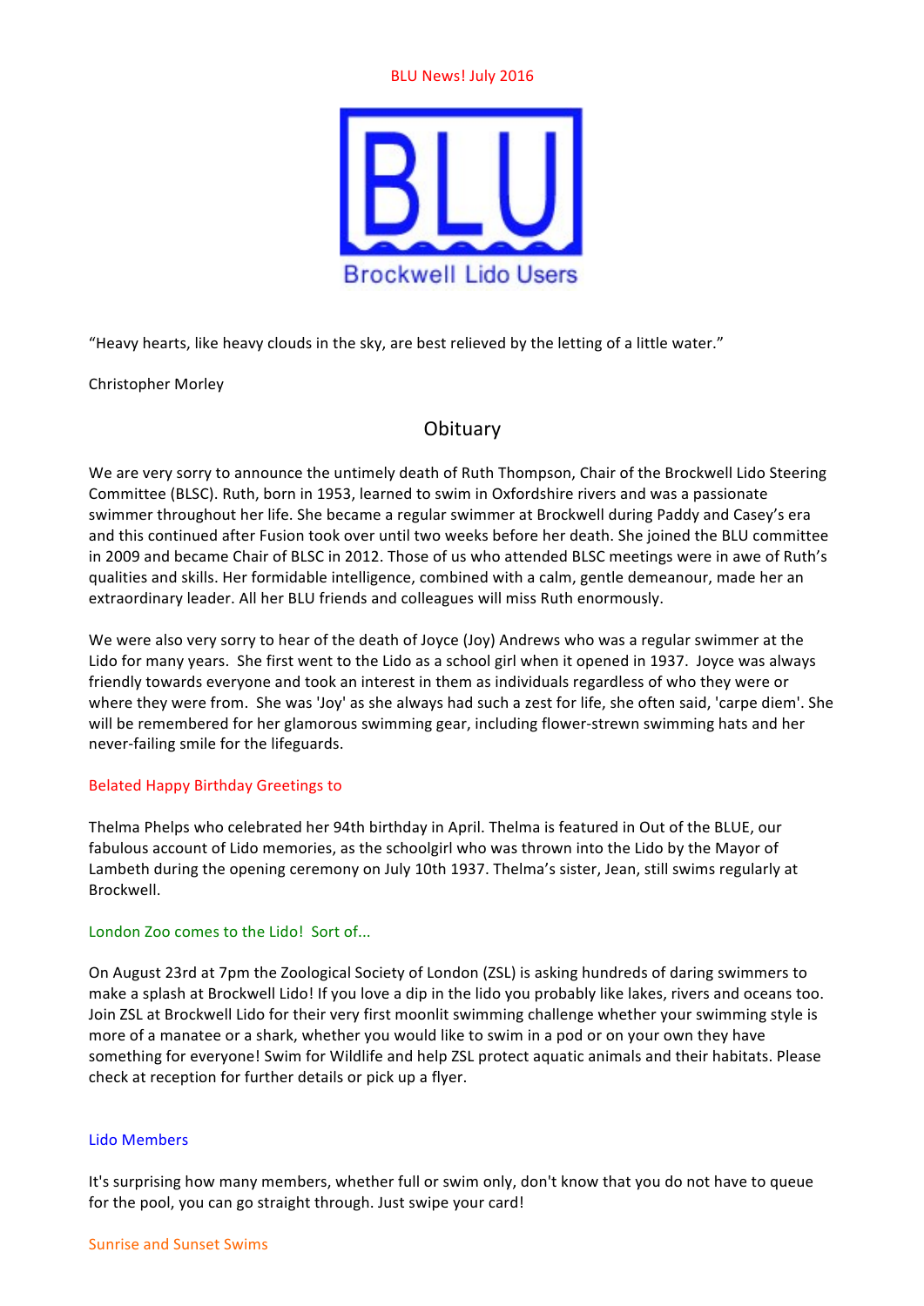BLU News! July 2016

BLU

Brockwell Lido Users

"Heavy hearts, like heavy clouds in the sky, are best relieved by the letting of a little water."

Christopher Morley

## Obituary

We are very sorry to announce the untimely death of Ruth Thompson, Chair of the Brockwell Lido Steering Committee (BLSC). Ruth, born in 1953, learned to swim in Oxfordshire rivers and was a passionate swimmer throughout her life. She became a regular swimmer at Brockwell during Paddy and Casey's era and this continued after Fusion took over until two weeks before her death. She joined the BLU committee in 2009 and became Chair of BLSC in 2012. Those of us who attended BLSC meetings were in awe of Ruth's qualities and skills. Her formidable intelligence, combined with a calm, gentle demeanour, made her an extraordinary leader. All her BLU friends and colleagues will miss Ruth enormously.

We were also very sorry to hear of the death of Joyce (Joy) Andrews who was a regular swimmer at the Lido for many years. She first went to the Lido as a school girl when it opened in 1937. Joyce was always friendly towards everyone and took an interest in them as individuals regardless of who they were or where they were from. She was 'Joy' as she always had such a zest for life, she often said, 'carpe diem'. She will be remembered for her glamorous swimming gear, including flower-strewn swimming hats and her never-failing smile for the lifeguards.

### Belated Happy Birthday Greetings to

Thelma Phelps who celebrated her 94th birthday in April. Thelma is featured in Out of the BLUE, our fabulous account of Lido memories, as the schoolgirl who was thrown into the Lido by the Mayor of Lambeth during the opening ceremony on July 10th 1937. Thelma's sister, Jean, still swims regularly at Brockwell.

### London Zoo comes to the Lido! Sort of...

On August 23rd at 7pm the Zoological Society of London (ZSL) is asking hundreds of daring swimmers to make a splash at Brockwell Lido! If you love a dip in the lido you probably like lakes, rivers and oceans too. Join ZSL at Brockwell Lido for their very first moonlit swimming challenge whether your swimming style is more of a manatee or a shark, whether you would like to swim in a pod or on your own they have something for everyone! Swim for Wildlife and help ZSL protect aquatic animals and their habitats. Please check at reception for further details or pick up a flyer.

### Lido Members

It's surprising how many members, whether full or swim only, don't know that you do not have to queue for the pool, you can go straight through. Just swipe your card!

### Sunrise and Sunset Swims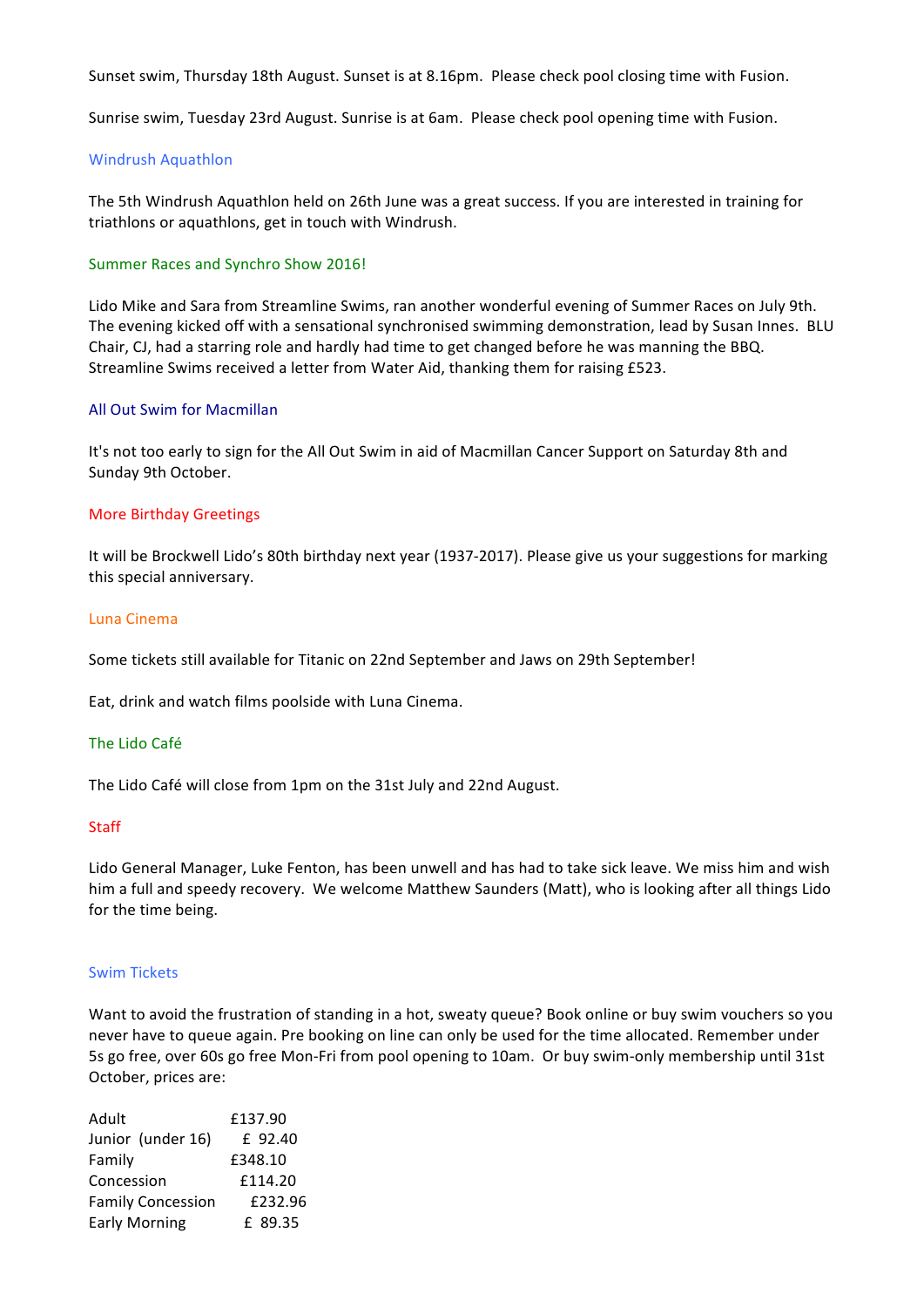Sunset swim, Thursday 18th August. Sunset is at 8.16pm. Please check pool closing time with Fusion.

Sunrise swim, Tuesday 23rd August. Sunrise is at 6am. Please check pool opening time with Fusion.

## Windrush Aquathlon

The 5th Windrush Aquathlon held on 26th June was a great success. If you are interested in training for triathlons or aquathlons, get in touch with Windrush.

## Summer Races and Synchro Show 2016!

Lido Mike and Sara from Streamline Swims, ran another wonderful evening of Summer Races on July 9th. The evening kicked off with a sensational synchronised swimming demonstration, lead by Susan Innes. BLU Chair, CJ, had a starring role and hardly had time to get changed before he was manning the BBQ. Streamline Swims received a letter from Water Aid, thanking them for raising £523.

## All Out Swim for Macmillan

It's not too early to sign for the All Out Swim in aid of Macmillan Cancer Support on Saturday 8th and Sunday 9th October.

## More Birthday Greetings

It will be Brockwell Lido's 80th birthday next year (1937-2017). Please give us your suggestions for marking this special anniversary.

## Luna Cinema

Some tickets still available for Titanic on 22nd September and Jaws on 29th September!

Eat, drink and watch films poolside with Luna Cinema.

## The Lido Café

The Lido Café will close from 1pm on the 31st July and 22nd August.

## Staff

Lido General Manager, Luke Fenton, has been unwell and has had to take sick leave. We miss him and wish him a full and speedy recovery. We welcome Matthew Saunders (Matt), who is looking after all things Lido for the time being.

## Swim Tickets

Want to avoid the frustration of standing in a hot, sweaty queue? Book online or buy swim vouchers so you never have to queue again. Pre booking on line can only be used for the time allocated. Remember under 5s go free, over 60s go free Mon-Fri from pool opening to 10am. Or buy swim-only membership until 31st October, prices are:

| | |
|---|---|
| Adult | £137.90 |
| Junior (under 16) | £ 92.40 |
| Family | £348.10 |
| Concession | £114.20 |
| Family Concession | £232.96 |
| Early Morning | £ 89.35 |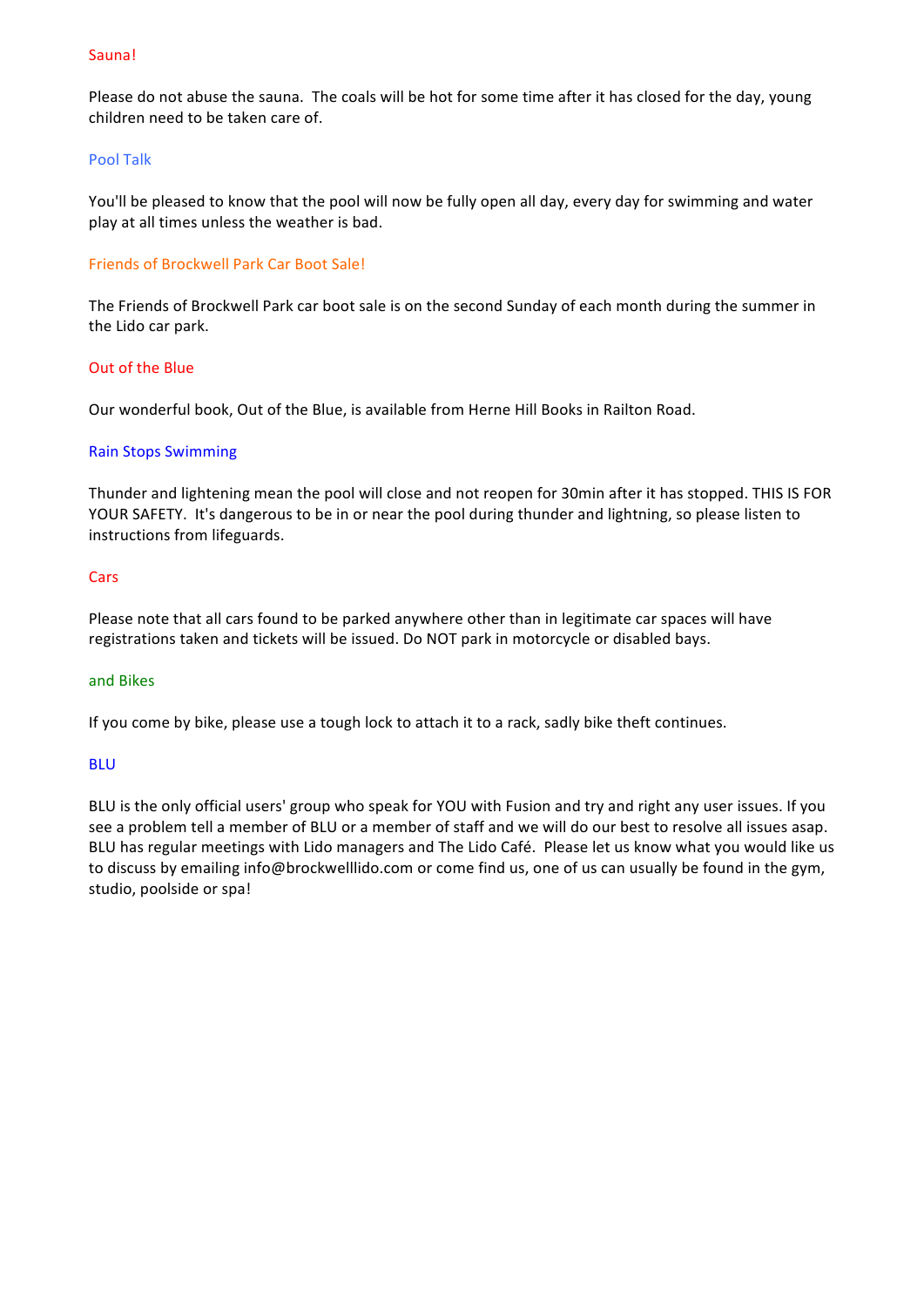## Sauna!

Please do not abuse the sauna. The coals will be hot for some time after it has closed for the day, young children need to be taken care of.

## Pool Talk

You'll be pleased to know that the pool will now be fully open all day, every day for swimming and water play at all times unless the weather is bad.

## Friends of Brockwell Park Car Boot Sale!

The Friends of Brockwell Park car boot sale is on the second Sunday of each month during the summer in the Lido car park.

## Out of the Blue

Our wonderful book, Out of the Blue, is available from Herne Hill Books in Railton Road.

## Rain Stops Swimming

Thunder and lightening mean the pool will close and not reopen for 30min after it has stopped. THIS IS FOR YOUR SAFETY. It's dangerous to be in or near the pool during thunder and lightning, so please listen to instructions from lifeguards.

## Cars

Please note that all cars found to be parked anywhere other than in legitimate car spaces will have registrations taken and tickets will be issued. Do NOT park in motorcycle or disabled bays.

## and Bikes

If you come by bike, please use a tough lock to attach it to a rack, sadly bike theft continues.

## BLU

BLU is the only official users' group who speak for YOU with Fusion and try and right any user issues. If you see a problem tell a member of BLU or a member of staff and we will do our best to resolve all issues asap. BLU has regular meetings with Lido managers and The Lido Café. Please let us know what you would like us to discuss by emailing info@brockwelllido.com or come find us, one of us can usually be found in the gym, studio, poolside or spa!